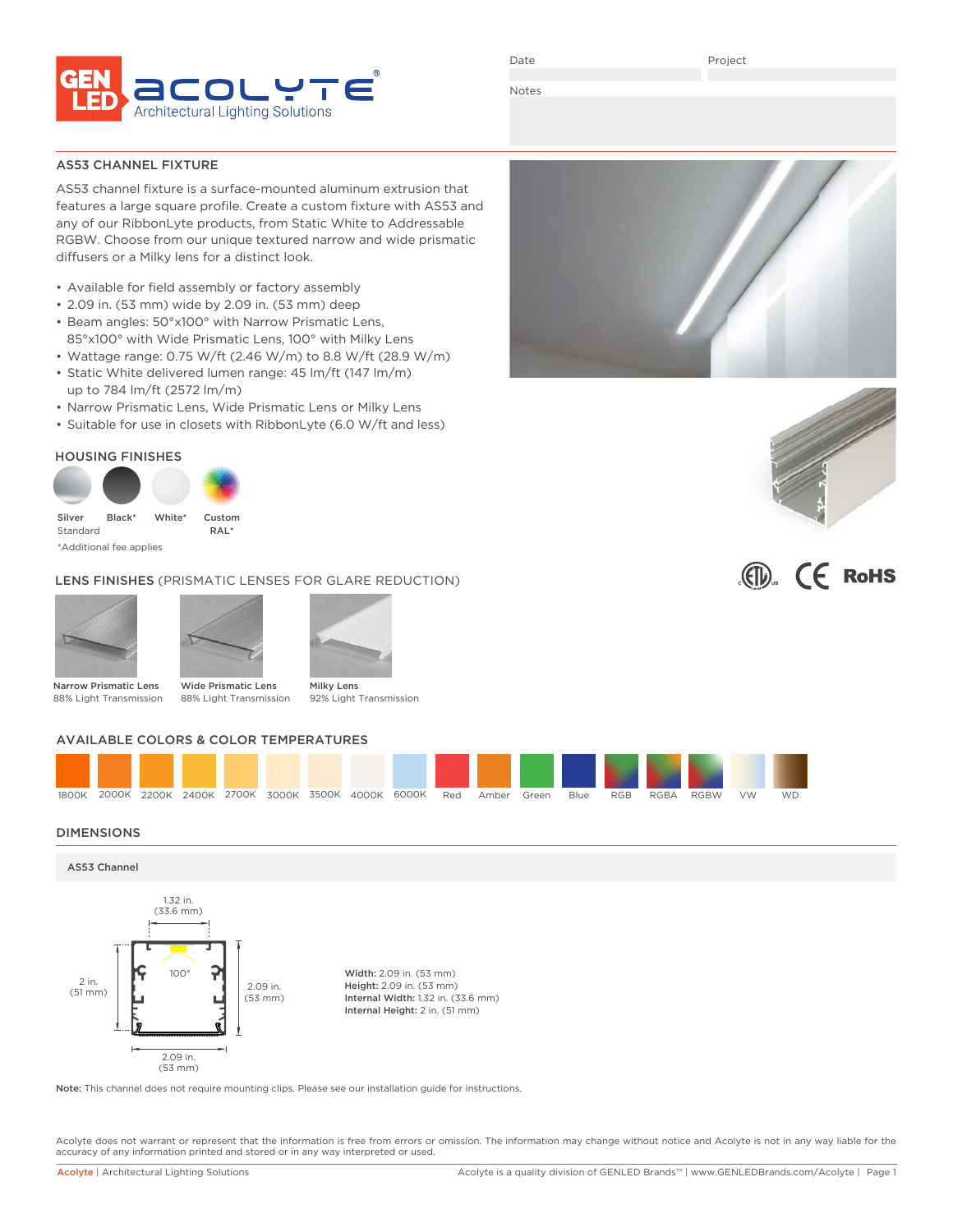GEN LED acolyte®
Architectural Lighting Solutions

Date | Project

Notes

## AS53 CHANNEL FIXTURE

AS53 channel fixture is a surface-mounted aluminum extrusion that features a large square profile. Create a custom fixture with AS53 and any of our RibbonLyte products, from Static White to Addressable RGBW. Choose from our unique textured narrow and wide prismatic diffusers or a Milky lens for a distinct look.

- Available for field assembly or factory assembly
- 2.09 in. (53 mm) wide by 2.09 in. (53 mm) deep
- Beam angles: 50°x100° with Narrow Prismatic Lens, 85°x100° with Wide Prismatic Lens, 100° with Milky Lens
- Wattage range: 0.75 W/ft (2.46 W/m) to 8.8 W/ft (28.9 W/m)
- Static White delivered lumen range: 45 lm/ft (147 lm/m) up to 784 lm/ft (2572 lm/m)
- Narrow Prismatic Lens, Wide Prismatic Lens or Milky Lens
- Suitable for use in closets with RibbonLyte (6.0 W/ft and less)

### HOUSING FINISHES

Silver Standard | Black* | White* | Custom RAL*

*Additional fee applies

### LENS FINISHES (PRISMATIC LENSES FOR GLARE REDUCTION)

| Narrow Prismatic Lens | Wide Prismatic Lens | Milky Lens |
|---|---|---|
| 88% Light Transmission | 88% Light Transmission | 92% Light Transmission |

### AVAILABLE COLORS & COLOR TEMPERATURES

1800K, 2000K, 2200K, 2400K, 2700K, 3000K, 3500K, 4000K, 6000K, Red, Amber, Green, Blue, RGB, RGBA, RGBW, VW, WD

### DIMENSIONS

**AS53 Channel**

1.32 in. (33.6 mm)
2 in. (51 mm)
100°
2.09 in. (53 mm)
2.09 in. (53 mm)

**Width:** 2.09 in. (53 mm)
**Height:** 2.09 in. (53 mm)
**Internal Width:** 1.32 in. (33.6 mm)
**Internal Height:** 2 in. (51 mm)

**Note:** This channel does not require mounting clips. Please see our installation guide for instructions.

Acolyte does not warrant or represent that the information is free from errors or omission. The information may change without notice and Acolyte is not in any way liable for the accuracy of any information printed and stored or in any way interpreted or used.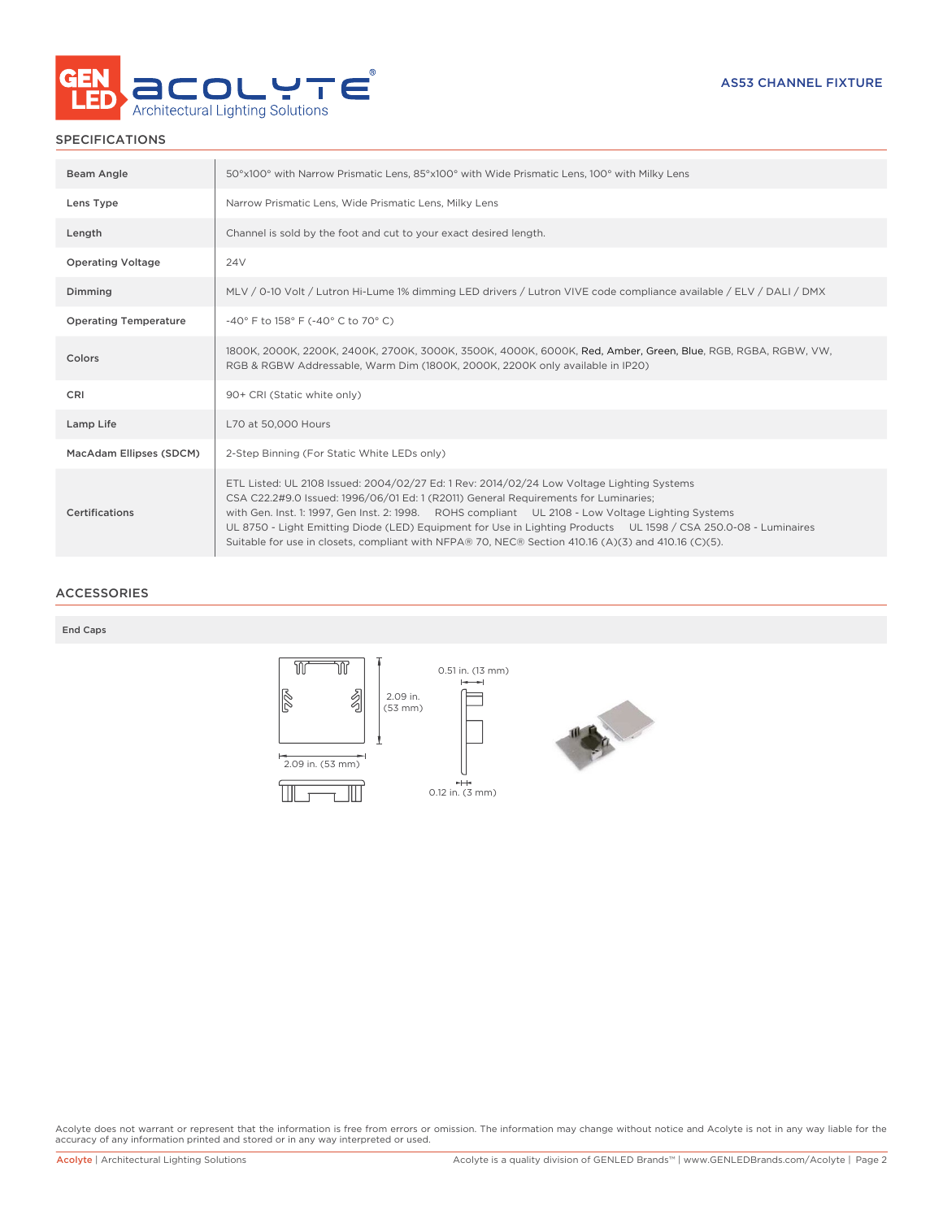## SPECIFICATIONS

| | |
|---|---|
| Beam Angle | 50°x100° with Narrow Prismatic Lens, 85°x100° with Wide Prismatic Lens, 100° with Milky Lens |
| Lens Type | Narrow Prismatic Lens, Wide Prismatic Lens, Milky Lens |
| Length | Channel is sold by the foot and cut to your exact desired length. |
| Operating Voltage | 24V |
| Dimming | MLV / 0-10 Volt / Lutron Hi-Lume 1% dimming LED drivers / Lutron VIVE code compliance available / ELV / DALI / DMX |
| Operating Temperature | -40° F to 158° F (-40° C to 70° C) |
| Colors | 1800K, 2000K, 2200K, 2400K, 2700K, 3000K, 3500K, 4000K, 6000K, Red, Amber, Green, Blue, RGB, RGBA, RGBW, VW, RGB & RGBW Addressable, Warm Dim (1800K, 2000K, 2200K only available in IP20) |
| CRI | 90+ CRI (Static white only) |
| Lamp Life | L70 at 50,000 Hours |
| MacAdam Ellipses (SDCM) | 2-Step Binning (For Static White LEDs only) |
| Certifications | ETL Listed: UL 2108 Issued: 2004/02/27 Ed: 1 Rev: 2014/02/24 Low Voltage Lighting Systems CSA C22.2#9.0 Issued: 1996/06/01 Ed: 1 (R2011) General Requirements for Luminaries; with Gen. Inst. 1: 1997, Gen Inst. 2: 1998. ROHS compliant UL 2108 - Low Voltage Lighting Systems UL 8750 - Light Emitting Diode (LED) Equipment for Use in Lighting Products UL 1598 / CSA 250.0-08 - Luminaires Suitable for use in closets, compliant with NFPA® 70, NEC® Section 410.16 (A)(3) and 410.16 (C)(5). |

## ACCESSORIES

**End Caps**

2.09 in. (53 mm)

2.09 in. (53 mm)

0.51 in. (13 mm)

0.12 in. (3 mm)

Acolyte does not warrant or represent that the information is free from errors or omission. The information may change without notice and Acolyte is not in any way liable for the accuracy of any information printed and stored or in any way interpreted or used.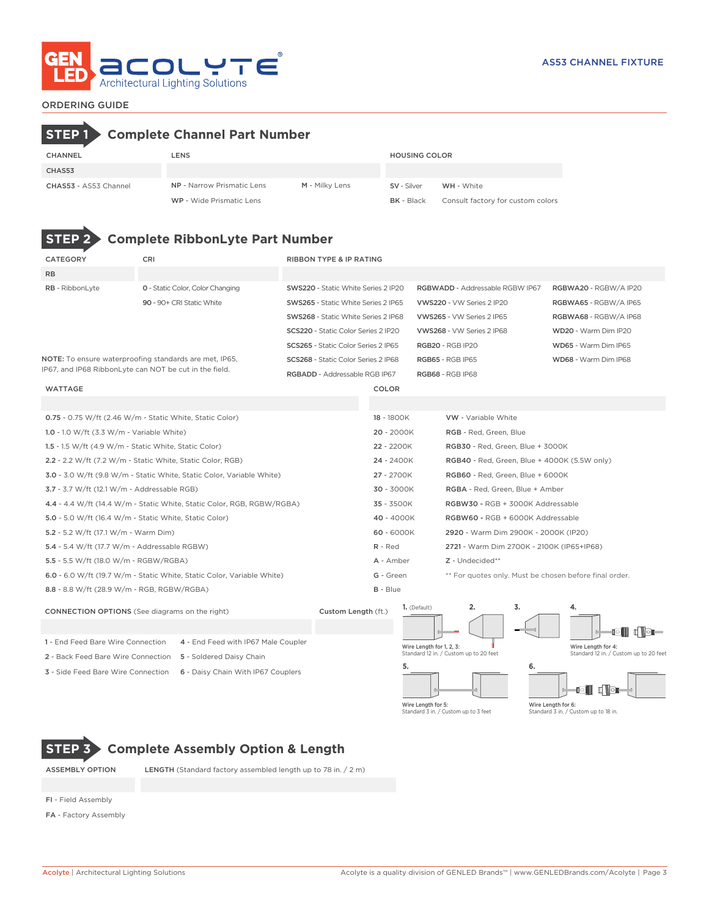# GENLED ACOLYTE® Architectural Lighting Solutions

AS53 CHANNEL FIXTURE

ORDERING GUIDE

## STEP 1 Complete Channel Part Number

| CHANNEL | LENS | | HOUSING COLOR | |
|---|---|---|---|---|
| CHAS53 | | | | |
| **CHAS53** - AS53 Channel | **NP** - Narrow Prismatic Lens | **M** - Milky Lens | **SV** - Silver | **WH** - White |
| | **WP** - Wide Prismatic Lens | | **BK** - Black | Consult factory for custom colors |

## STEP 2 Complete RibbonLyte Part Number

| CATEGORY | CRI | RIBBON TYPE & IP RATING | | |
|---|---|---|---|---|
| RB | | | | |
| **RB** - RibbonLyte | **0** - Static Color, Color Changing | **SWS220** - Static White Series 2 IP20 | **RGBWADD** - Addressable RGBW IP67 | **RGBWA20** - RGBW/A IP20 |
| | **90** - 90+ CRI Static White | **SWS265** - Static White Series 2 IP65 | **VWS220** - VW Series 2 IP20 | **RGBWA65** - RGBW/A IP65 |
| | | **SWS268** - Static White Series 2 IP68 | **VWS265** - VW Series 2 IP65 | **RGBWA68** - RGBW/A IP68 |
| | | **SCS220** - Static Color Series 2 IP20 | **VWS268** - VW Series 2 IP68 | **WD20** - Warm Dim IP20 |
| | | **SCS265** - Static Color Series 2 IP65 | **RGB20** - RGB IP20 | **WD65** - Warm Dim IP65 |
| | | **SCS268** - Static Color Series 2 IP68 | **RGB65** - RGB IP65 | **WD68** - Warm Dim IP68 |
| | | **RGBADD** - Addressable RGB IP67 | **RGB68** - RGB IP68 | |

NOTE: To ensure waterproofing standards are met, IP65, IP67, and IP68 RibbonLyte can NOT be cut in the field.

| WATTAGE | COLOR | |
|---|---|---|
| | | |
| **0.75** - 0.75 W/ft (2.46 W/m - Static White, Static Color) | **18** - 1800K | **VW** - Variable White |
| **1.0** - 1.0 W/ft (3.3 W/m - Variable White) | **20** - 2000K | **RGB** - Red, Green, Blue |
| **1.5** - 1.5 W/ft (4.9 W/m - Static White, Static Color) | **22** - 2200K | **RGB30** - Red, Green, Blue + 3000K |
| **2.2** - 2.2 W/ft (7.2 W/m - Static White, Static Color, RGB) | **24** - 2400K | **RGB40** - Red, Green, Blue + 4000K (5.5W only) |
| **3.0** - 3.0 W/ft (9.8 W/m - Static White, Static Color, Variable White) | **27** - 2700K | **RGB60** - Red, Green, Blue + 6000K |
| **3.7** - 3.7 W/ft (12.1 W/m - Addressable RGB) | **30** - 3000K | **RGBA** - Red, Green, Blue + Amber |
| **4.4** - 4.4 W/ft (14.4 W/m - Static White, Static Color, RGB, RGBW/RGBA) | **35** - 3500K | **RGBW30** - RGB + 3000K Addressable |
| **5.0** - 5.0 W/ft (16.4 W/m - Static White, Static Color) | **40** - 4000K | **RGBW60** - RGB + 6000K Addressable |
| **5.2** - 5.2 W/ft (17.1 W/m - Warm Dim) | **60** - 6000K | **2920** - Warm Dim 2900K - 2000K (IP20) |
| **5.4** - 5.4 W/ft (17.7 W/m - Addressable RGBW) | **R** - Red | **2721** - Warm Dim 2700K - 2100K (IP65+IP68) |
| **5.5** - 5.5 W/ft (18.0 W/m - RGBW/RGBA) | **A** - Amber | **Z** - Undecided** |
| **6.0** - 6.0 W/ft (19.7 W/m - Static White, Static Color, Variable White) | **G** - Green | ** For quotes only. Must be chosen before final order. |
| **8.8** - 8.8 W/ft (28.9 W/m - RGB, RGBW/RGBA) | **B** - Blue | |

| CONNECTION OPTIONS (See diagrams on the right) | | Custom Length (ft.) |
|---|---|---|
| | | |
| 1 - End Feed Bare Wire Connection | 4 - End Feed with IP67 Male Coupler | |
| 2 - Back Feed Bare Wire Connection | 5 - Soldered Daisy Chain | |
| 3 - Side Feed Bare Wire Connection | 6 - Daisy Chain With IP67 Couplers | |

1. (Default) 2. 3. 4.

Wire Length for 1, 2, 3: Standard 12 in. / Custom up to 20 feet

Wire Length for 4: Standard 12 in. / Custom up to 20 feet

5. 6.

Wire Length for 5: Standard 3 in. / Custom up to 3 feet

Wire Length for 6: Standard 3 in. / Custom up to 18 in.

## STEP 3 Complete Assembly Option & Length

| ASSEMBLY OPTION | LENGTH (Standard factory assembled length up to 78 in. / 2 m) |
|---|---|
| | |
| **FI** - Field Assembly | |
| **FA** - Factory Assembly | |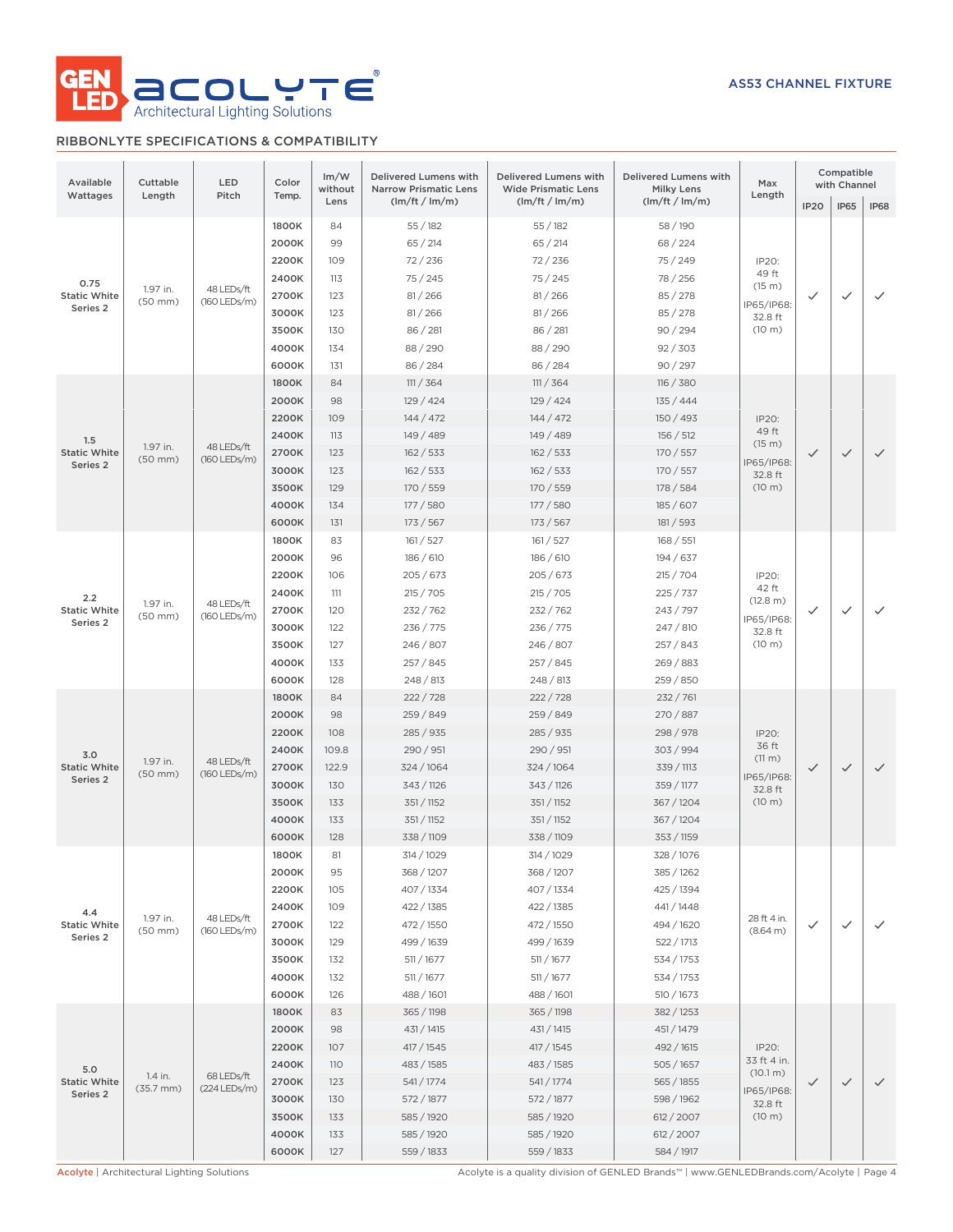AS53 CHANNEL FIXTURE

## RIBBONLYTE SPECIFICATIONS & COMPATIBILITY

| Available Wattages | Cuttable Length | LED Pitch | Color Temp. | lm/W without Lens | Delivered Lumens with Narrow Prismatic Lens (lm/ft / lm/m) | Delivered Lumens with Wide Prismatic Lens (lm/ft / lm/m) | Delivered Lumens with Milky Lens (lm/ft / lm/m) | Max Length | Compatible with Channel | | |
|---|---|---|---|---|---|---|---|---|---|---|---|
| | | | | | | | | | IP20 | IP65 | IP68 |
| 0.75 Static White Series 2 | 1.97 in. (50 mm) | 48 LEDs/ft (160 LEDs/m) | 1800K | 84 | 55 / 182 | 55 / 182 | 58 / 190 | IP20: 49 ft (15 m) IP65/IP68: 32.8 ft (10 m) | ✓ | ✓ | ✓ |
| | | | 2000K | 99 | 65 / 214 | 65 / 214 | 68 / 224 | | | | |
| | | | 2200K | 109 | 72 / 236 | 72 / 236 | 75 / 249 | | | | |
| | | | 2400K | 113 | 75 / 245 | 75 / 245 | 78 / 256 | | | | |
| | | | 2700K | 123 | 81 / 266 | 81 / 266 | 85 / 278 | | | | |
| | | | 3000K | 123 | 81 / 266 | 81 / 266 | 85 / 278 | | | | |
| | | | 3500K | 130 | 86 / 281 | 86 / 281 | 90 / 294 | | | | |
| | | | 4000K | 134 | 88 / 290 | 88 / 290 | 92 / 303 | | | | |
| | | | 6000K | 131 | 86 / 284 | 86 / 284 | 90 / 297 | | | | |
| 1.5 Static White Series 2 | 1.97 in. (50 mm) | 48 LEDs/ft (160 LEDs/m) | 1800K | 84 | 111 / 364 | 111 / 364 | 116 / 380 | IP20: 49 ft (15 m) IP65/IP68: 32.8 ft (10 m) | ✓ | ✓ | ✓ |
| | | | 2000K | 98 | 129 / 424 | 129 / 424 | 135 / 444 | | | | |
| | | | 2200K | 109 | 144 / 472 | 144 / 472 | 150 / 493 | | | | |
| | | | 2400K | 113 | 149 / 489 | 149 / 489 | 156 / 512 | | | | |
| | | | 2700K | 123 | 162 / 533 | 162 / 533 | 170 / 557 | | | | |
| | | | 3000K | 123 | 162 / 533 | 162 / 533 | 170 / 557 | | | | |
| | | | 3500K | 129 | 170 / 559 | 170 / 559 | 178 / 584 | | | | |
| | | | 4000K | 134 | 177 / 580 | 177 / 580 | 185 / 607 | | | | |
| | | | 6000K | 131 | 173 / 567 | 173 / 567 | 181 / 593 | | | | |
| 2.2 Static White Series 2 | 1.97 in. (50 mm) | 48 LEDs/ft (160 LEDs/m) | 1800K | 83 | 161 / 527 | 161 / 527 | 168 / 551 | IP20: 42 ft (12.8 m) IP65/IP68: 32.8 ft (10 m) | ✓ | ✓ | ✓ |
| | | | 2000K | 96 | 186 / 610 | 186 / 610 | 194 / 637 | | | | |
| | | | 2200K | 106 | 205 / 673 | 205 / 673 | 215 / 704 | | | | |
| | | | 2400K | 111 | 215 / 705 | 215 / 705 | 225 / 737 | | | | |
| | | | 2700K | 120 | 232 / 762 | 232 / 762 | 243 / 797 | | | | |
| | | | 3000K | 122 | 236 / 775 | 236 / 775 | 247 / 810 | | | | |
| | | | 3500K | 127 | 246 / 807 | 246 / 807 | 257 / 843 | | | | |
| | | | 4000K | 133 | 257 / 845 | 257 / 845 | 269 / 883 | | | | |
| | | | 6000K | 128 | 248 / 813 | 248 / 813 | 259 / 850 | | | | |
| 3.0 Static White Series 2 | 1.97 in. (50 mm) | 48 LEDs/ft (160 LEDs/m) | 1800K | 84 | 222 / 728 | 222 / 728 | 232 / 761 | IP20: 36 ft (11 m) IP65/IP68: 32.8 ft (10 m) | ✓ | ✓ | ✓ |
| | | | 2000K | 98 | 259 / 849 | 259 / 849 | 270 / 887 | | | | |
| | | | 2200K | 108 | 285 / 935 | 285 / 935 | 298 / 978 | | | | |
| | | | 2400K | 109.8 | 290 / 951 | 290 / 951 | 303 / 994 | | | | |
| | | | 2700K | 122.9 | 324 / 1064 | 324 / 1064 | 339 / 1113 | | | | |
| | | | 3000K | 130 | 343 / 1126 | 343 / 1126 | 359 / 1177 | | | | |
| | | | 3500K | 133 | 351 / 1152 | 351 / 1152 | 367 / 1204 | | | | |
| | | | 4000K | 133 | 351 / 1152 | 351 / 1152 | 367 / 1204 | | | | |
| | | | 6000K | 128 | 338 / 1109 | 338 / 1109 | 353 / 1159 | | | | |
| 4.4 Static White Series 2 | 1.97 in. (50 mm) | 48 LEDs/ft (160 LEDs/m) | 1800K | 81 | 314 / 1029 | 314 / 1029 | 328 / 1076 | 28 ft 4 in. (8.64 m) | ✓ | ✓ | ✓ |
| | | | 2000K | 95 | 368 / 1207 | 368 / 1207 | 385 / 1262 | | | | |
| | | | 2200K | 105 | 407 / 1334 | 407 / 1334 | 425 / 1394 | | | | |
| | | | 2400K | 109 | 422 / 1385 | 422 / 1385 | 441 / 1448 | | | | |
| | | | 2700K | 122 | 472 / 1550 | 472 / 1550 | 494 / 1620 | | | | |
| | | | 3000K | 129 | 499 / 1639 | 499 / 1639 | 522 / 1713 | | | | |
| | | | 3500K | 132 | 511 / 1677 | 511 / 1677 | 534 / 1753 | | | | |
| | | | 4000K | 132 | 511 / 1677 | 511 / 1677 | 534 / 1753 | | | | |
| | | | 6000K | 126 | 488 / 1601 | 488 / 1601 | 510 / 1673 | | | | |
| 5.0 Static White Series 2 | 1.4 in. (35.7 mm) | 68 LEDs/ft (224 LEDs/m) | 1800K | 83 | 365 / 1198 | 365 / 1198 | 382 / 1253 | IP20: 33 ft 4 in. (10.1 m) IP65/IP68: 32.8 ft (10 m) | ✓ | ✓ | ✓ |
| | | | 2000K | 98 | 431 / 1415 | 431 / 1415 | 451 / 1479 | | | | |
| | | | 2200K | 107 | 417 / 1545 | 417 / 1545 | 492 / 1615 | | | | |
| | | | 2400K | 110 | 483 / 1585 | 483 / 1585 | 505 / 1657 | | | | |
| | | | 2700K | 123 | 541 / 1774 | 541 / 1774 | 565 / 1855 | | | | |
| | | | 3000K | 130 | 572 / 1877 | 572 / 1877 | 598 / 1962 | | | | |
| | | | 3500K | 133 | 585 / 1920 | 585 / 1920 | 612 / 2007 | | | | |
| | | | 4000K | 133 | 585 / 1920 | 585 / 1920 | 612 / 2007 | | | | |
| | | | 6000K | 127 | 559 / 1833 | 559 / 1833 | 584 / 1917 | | | | |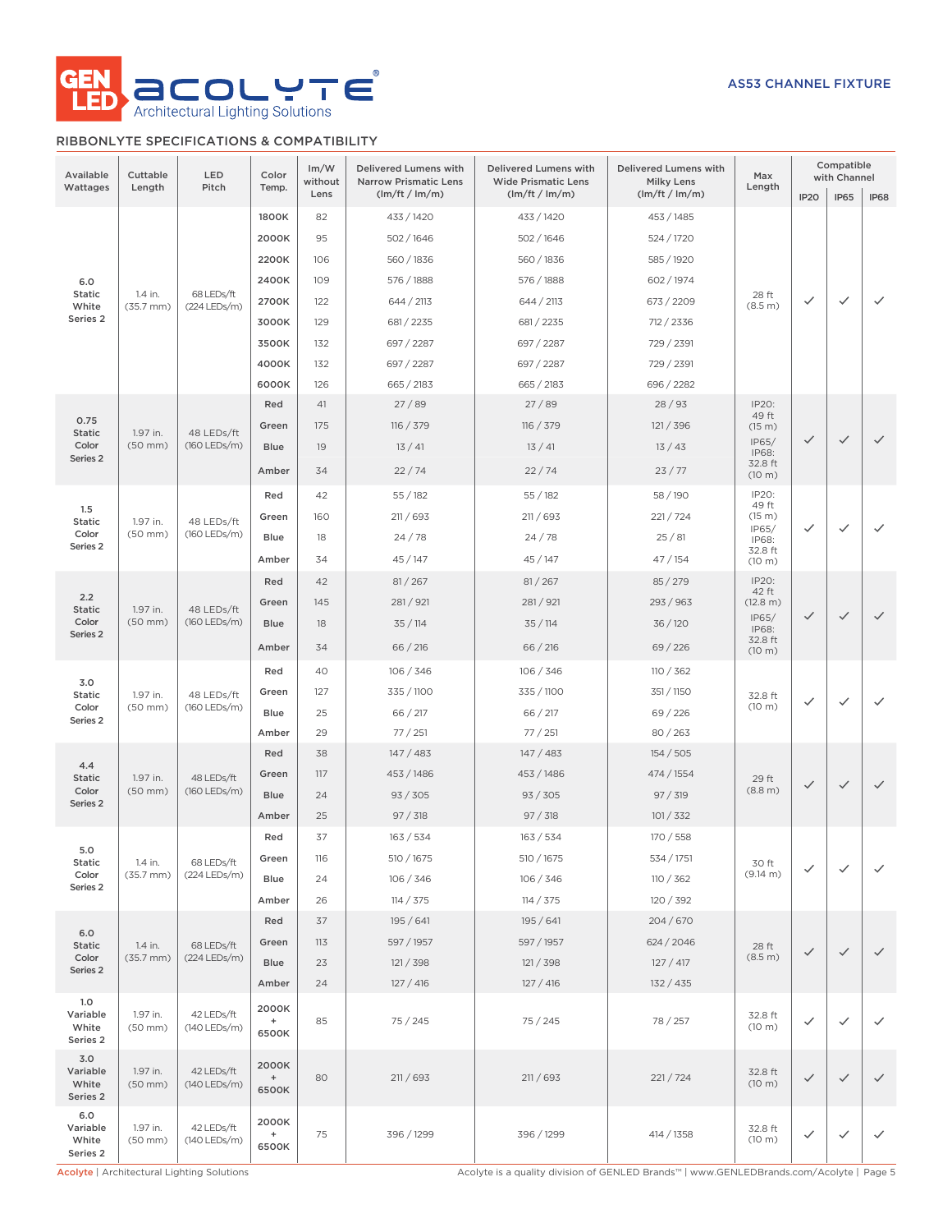AS53 CHANNEL FIXTURE

## RIBBONLYTE SPECIFICATIONS & COMPATIBILITY

| Available Wattages | Cuttable Length | LED Pitch | Color Temp. | lm/W without Lens | Delivered Lumens with Narrow Prismatic Lens (lm/ft / lm/m) | Delivered Lumens with Wide Prismatic Lens (lm/ft / lm/m) | Delivered Lumens with Milky Lens (lm/ft / lm/m) | Max Length | Compatible with Channel | | |
|---|---|---|---|---|---|---|---|---|---|---|---|
| | | | | | | | | | IP20 | IP65 | IP68 |
| 6.0 Static White Series 2 | 1.4 in. (35.7 mm) | 68 LEDs/ft (224 LEDs/m) | 1800K | 82 | 433 / 1420 | 433 / 1420 | 453 / 1485 | 28 ft (8.5 m) | ✓ | ✓ | ✓ |
| | | | 2000K | 95 | 502 / 1646 | 502 / 1646 | 524 / 1720 | | | | |
| | | | 2200K | 106 | 560 / 1836 | 560 / 1836 | 585 / 1920 | | | | |
| | | | 2400K | 109 | 576 / 1888 | 576 / 1888 | 602 / 1974 | | | | |
| | | | 2700K | 122 | 644 / 2113 | 644 / 2113 | 673 / 2209 | | | | |
| | | | 3000K | 129 | 681 / 2235 | 681 / 2235 | 712 / 2336 | | | | |
| | | | 3500K | 132 | 697 / 2287 | 697 / 2287 | 729 / 2391 | | | | |
| | | | 4000K | 132 | 697 / 2287 | 697 / 2287 | 729 / 2391 | | | | |
| | | | 6000K | 126 | 665 / 2183 | 665 / 2183 | 696 / 2282 | | | | |
| 0.75 Static Color Series 2 | 1.97 in. (50 mm) | 48 LEDs/ft (160 LEDs/m) | Red | 41 | 27 / 89 | 27 / 89 | 28 / 93 | IP20: 49 ft (15 m) IP65/ IP68: 32.8 ft (10 m) | ✓ | ✓ | ✓ |
| | | | Green | 175 | 116 / 379 | 116 / 379 | 121 / 396 | | | | |
| | | | Blue | 19 | 13 / 41 | 13 / 41 | 13 / 43 | | | | |
| | | | Amber | 34 | 22 / 74 | 22 / 74 | 23 / 77 | | | | |
| 1.5 Static Color Series 2 | 1.97 in. (50 mm) | 48 LEDs/ft (160 LEDs/m) | Red | 42 | 55 / 182 | 55 / 182 | 58 / 190 | IP20: 49 ft (15 m) IP65/ IP68: 32.8 ft (10 m) | ✓ | ✓ | ✓ |
| | | | Green | 160 | 211 / 693 | 211 / 693 | 221 / 724 | | | | |
| | | | Blue | 18 | 24 / 78 | 24 / 78 | 25 / 81 | | | | |
| | | | Amber | 34 | 45 / 147 | 45 / 147 | 47 / 154 | | | | |
| 2.2 Static Color Series 2 | 1.97 in. (50 mm) | 48 LEDs/ft (160 LEDs/m) | Red | 42 | 81 / 267 | 81 / 267 | 85 / 279 | IP20: 42 ft (12.8 m) IP65/ IP68: 32.8 ft (10 m) | ✓ | ✓ | ✓ |
| | | | Green | 145 | 281 / 921 | 281 / 921 | 293 / 963 | | | | |
| | | | Blue | 18 | 35 / 114 | 35 / 114 | 36 / 120 | | | | |
| | | | Amber | 34 | 66 / 216 | 66 / 216 | 69 / 226 | | | | |
| 3.0 Static Color Series 2 | 1.97 in. (50 mm) | 48 LEDs/ft (160 LEDs/m) | Red | 40 | 106 / 346 | 106 / 346 | 110 / 362 | 32.8 ft (10 m) | ✓ | ✓ | ✓ |
| | | | Green | 127 | 335 / 1100 | 335 / 1100 | 351 / 1150 | | | | |
| | | | Blue | 25 | 66 / 217 | 66 / 217 | 69 / 226 | | | | |
| | | | Amber | 29 | 77 / 251 | 77 / 251 | 80 / 263 | | | | |
| 4.4 Static Color Series 2 | 1.97 in. (50 mm) | 48 LEDs/ft (160 LEDs/m) | Red | 38 | 147 / 483 | 147 / 483 | 154 / 505 | 29 ft (8.8 m) | ✓ | ✓ | ✓ |
| | | | Green | 117 | 453 / 1486 | 453 / 1486 | 474 / 1554 | | | | |
| | | | Blue | 24 | 93 / 305 | 93 / 305 | 97 / 319 | | | | |
| | | | Amber | 25 | 97 / 318 | 97 / 318 | 101 / 332 | | | | |
| 5.0 Static Color Series 2 | 1.4 in. (35.7 mm) | 68 LEDs/ft (224 LEDs/m) | Red | 37 | 163 / 534 | 163 / 534 | 170 / 558 | 30 ft (9.14 m) | ✓ | ✓ | ✓ |
| | | | Green | 116 | 510 / 1675 | 510 / 1675 | 534 / 1751 | | | | |
| | | | Blue | 24 | 106 / 346 | 106 / 346 | 110 / 362 | | | | |
| | | | Amber | 26 | 114 / 375 | 114 / 375 | 120 / 392 | | | | |
| 6.0 Static Color Series 2 | 1.4 in. (35.7 mm) | 68 LEDs/ft (224 LEDs/m) | Red | 37 | 195 / 641 | 195 / 641 | 204 / 670 | 28 ft (8.5 m) | ✓ | ✓ | ✓ |
| | | | Green | 113 | 597 / 1957 | 597 / 1957 | 624 / 2046 | | | | |
| | | | Blue | 23 | 121 / 398 | 121 / 398 | 127 / 417 | | | | |
| | | | Amber | 24 | 127 / 416 | 127 / 416 | 132 / 435 | | | | |
| 1.0 Variable White Series 2 | 1.97 in. (50 mm) | 42 LEDs/ft (140 LEDs/m) | 2000K + 6500K | 85 | 75 / 245 | 75 / 245 | 78 / 257 | 32.8 ft (10 m) | ✓ | ✓ | ✓ |
| 3.0 Variable White Series 2 | 1.97 in. (50 mm) | 42 LEDs/ft (140 LEDs/m) | 2000K + 6500K | 80 | 211 / 693 | 211 / 693 | 221 / 724 | 32.8 ft (10 m) | ✓ | ✓ | ✓ |
| 6.0 Variable White Series 2 | 1.97 in. (50 mm) | 42 LEDs/ft (140 LEDs/m) | 2000K + 6500K | 75 | 396 / 1299 | 396 / 1299 | 414 / 1358 | 32.8 ft (10 m) | ✓ | ✓ | ✓ |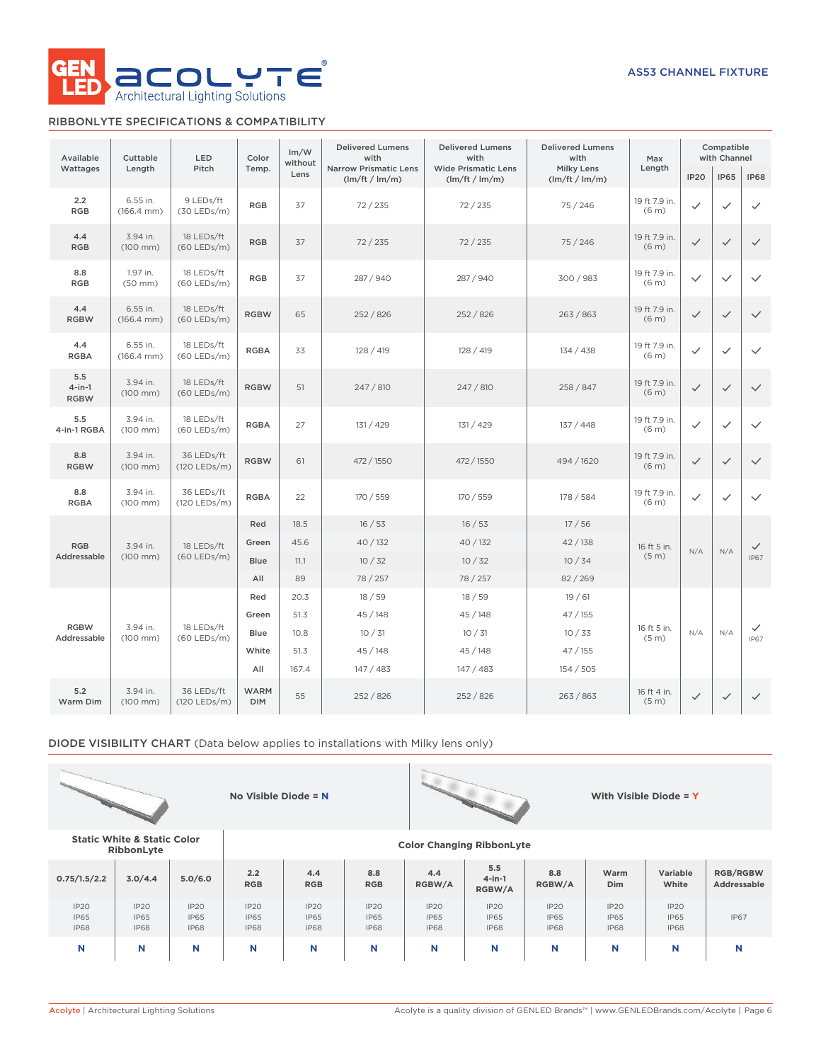AS53 CHANNEL FIXTURE

## RIBBONLYTE SPECIFICATIONS & COMPATIBILITY

| Available Wattages | Cuttable Length | LED Pitch | Color Temp. | lm/W without Lens | Delivered Lumens with Narrow Prismatic Lens (lm/ft / lm/m) | Delivered Lumens with Wide Prismatic Lens (lm/ft / lm/m) | Delivered Lumens with Milky Lens (lm/ft / lm/m) | Max Length | Compatible with Channel | | |
|---|---|---|---|---|---|---|---|---|---|---|---|
| | | | | | | | | | IP20 | IP65 | IP68 |
| 2.2 RGB | 6.55 in. (166.4 mm) | 9 LEDs/ft (30 LEDs/m) | RGB | 37 | 72 / 235 | 72 / 235 | 75 / 246 | 19 ft 7.9 in. (6 m) | ✓ | ✓ | ✓ |
| 4.4 RGB | 3.94 in. (100 mm) | 18 LEDs/ft (60 LEDs/m) | RGB | 37 | 72 / 235 | 72 / 235 | 75 / 246 | 19 ft 7.9 in. (6 m) | ✓ | ✓ | ✓ |
| 8.8 RGB | 1.97 in. (50 mm) | 18 LEDs/ft (60 LEDs/m) | RGB | 37 | 287 / 940 | 287 / 940 | 300 / 983 | 19 ft 7.9 in. (6 m) | ✓ | ✓ | ✓ |
| 4.4 RGBW | 6.55 in. (166.4 mm) | 18 LEDs/ft (60 LEDs/m) | RGBW | 65 | 252 / 826 | 252 / 826 | 263 / 863 | 19 ft 7.9 in. (6 m) | ✓ | ✓ | ✓ |
| 4.4 RGBA | 6.55 in. (166.4 mm) | 18 LEDs/ft (60 LEDs/m) | RGBA | 33 | 128 / 419 | 128 / 419 | 134 / 438 | 19 ft 7.9 in. (6 m) | ✓ | ✓ | ✓ |
| 5.5 4-in-1 RGBW | 3.94 in. (100 mm) | 18 LEDs/ft (60 LEDs/m) | RGBW | 51 | 247 / 810 | 247 / 810 | 258 / 847 | 19 ft 7.9 in. (6 m) | ✓ | ✓ | ✓ |
| 5.5 4-in-1 RGBA | 3.94 in. (100 mm) | 18 LEDs/ft (60 LEDs/m) | RGBA | 27 | 131 / 429 | 131 / 429 | 137 / 448 | 19 ft 7.9 in. (6 m) | ✓ | ✓ | ✓ |
| 8.8 RGBW | 3.94 in. (100 mm) | 36 LEDs/ft (120 LEDs/m) | RGBW | 61 | 472 / 1550 | 472 / 1550 | 494 / 1620 | 19 ft 7.9 in. (6 m) | ✓ | ✓ | ✓ |
| 8.8 RGBA | 3.94 in. (100 mm) | 36 LEDs/ft (120 LEDs/m) | RGBA | 22 | 170 / 559 | 170 / 559 | 178 / 584 | 19 ft 7.9 in. (6 m) | ✓ | ✓ | ✓ |
| RGB Addressable | 3.94 in. (100 mm) | 18 LEDs/ft (60 LEDs/m) | Red | 18.5 | 16 / 53 | 16 / 53 | 17 / 56 | 16 ft 5 in. (5 m) | N/A | N/A | ✓ IP67 |
| | | | Green | 45.6 | 40 / 132 | 40 / 132 | 42 / 138 | | | | |
| | | | Blue | 11.1 | 10 / 32 | 10 / 32 | 10 / 34 | | | | |
| | | | All | 89 | 78 / 257 | 78 / 257 | 82 / 269 | | | | |
| RGBW Addressable | 3.94 in. (100 mm) | 18 LEDs/ft (60 LEDs/m) | Red | 20.3 | 18 / 59 | 18 / 59 | 19 / 61 | 16 ft 5 in. (5 m) | N/A | N/A | ✓ IP67 |
| | | | Green | 51.3 | 45 / 148 | 45 / 148 | 47 / 155 | | | | |
| | | | Blue | 10.8 | 10 / 31 | 10 / 31 | 10 / 33 | | | | |
| | | | White | 51.3 | 45 / 148 | 45 / 148 | 47 / 155 | | | | |
| | | | All | 167.4 | 147 / 483 | 147 / 483 | 154 / 505 | | | | |
| 5.2 Warm Dim | 3.94 in. (100 mm) | 36 LEDs/ft (120 LEDs/m) | WARM DIM | 55 | 252 / 826 | 252 / 826 | 263 / 863 | 16 ft 4 in. (5 m) | ✓ | ✓ | ✓ |

## DIODE VISIBILITY CHART (Data below applies to installations with Milky lens only)

No Visible Diode = N

With Visible Diode = Y

| Static White & Static Color RibbonLyte | | | Color Changing RibbonLyte | | | | | | | | |
|---|---|---|---|---|---|---|---|---|---|---|---|
| 0.75/1.5/2.2 | 3.0/4.4 | 5.0/6.0 | 2.2 RGB | 4.4 RGB | 8.8 RGB | 4.4 RGBW/A | 5.5 4-in-1 RGBW/A | 8.8 RGBW/A | Warm Dim | Variable White | RGB/RGBW Addressable |
| IP20 IP65 IP68 | IP20 IP65 IP68 | IP20 IP65 IP68 | IP20 IP65 IP68 | IP20 IP65 IP68 | IP20 IP65 IP68 | IP20 IP65 IP68 | IP20 IP65 IP68 | IP20 IP65 IP68 | IP20 IP65 IP68 | IP20 IP65 IP68 | IP67 |
| N | N | N | N | N | N | N | N | N | N | N | N |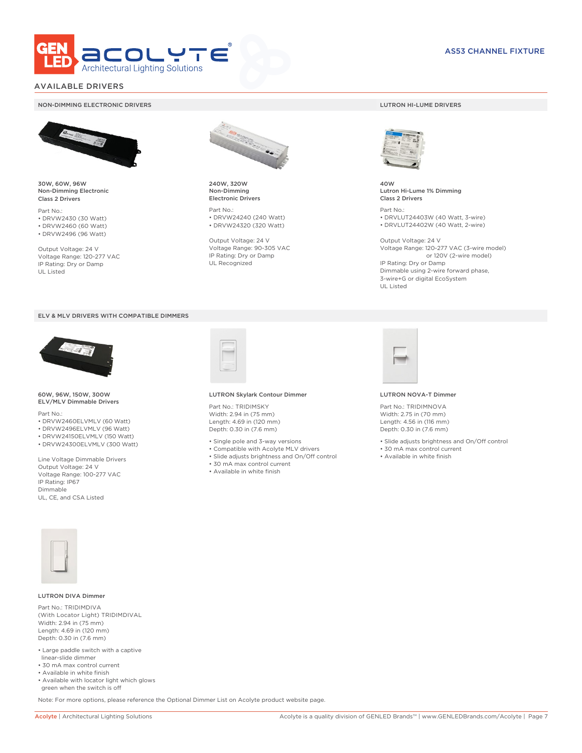## AVAILABLE DRIVERS

### NON-DIMMING ELECTRONIC DRIVERS

**30W, 60W, 96W**
**Non-Dimming Electronic**
**Class 2 Drivers**

Part No.:
- DRVW2430 (30 Watt)
- DRVW2460 (60 Watt)
- DRVW2496 (96 Watt)

Output Voltage: 24 V
Voltage Range: 120-277 VAC
IP Rating: Dry or Damp
UL Listed

**240W, 320W**
**Non-Dimming**
**Electronic Drivers**

Part No.:
- DRVW24240 (240 Watt)
- DRVW24320 (320 Watt)

Output Voltage: 24 V
Voltage Range: 90-305 VAC
IP Rating: Dry or Damp
UL Recognized

### LUTRON HI-LUME DRIVERS

**40W**
**Lutron Hi-Lume 1% Dimming**
**Class 2 Drivers**

Part No.:
- DRVLUT24403W (40 Watt, 3-wire)
- DRVLUT24402W (40 Watt, 2-wire)

Output Voltage: 24 V
Voltage Range: 120-277 VAC (3-wire model)
or 120V (2-wire model)
IP Rating: Dry or Damp
Dimmable using 2-wire forward phase,
3-wire+G or digital EcoSystem
UL Listed

### ELV & MLV DRIVERS WITH COMPATIBLE DIMMERS

**60W, 96W, 150W, 300W**
**ELV/MLV Dimmable Drivers**

Part No.:
- DRVW2460ELVMLV (60 Watt)
- DRVW2496ELVMLV (96 Watt)
- DRVW24150ELVMLV (150 Watt)
- DRVW24300ELVMLV (300 Watt)

Line Voltage Dimmable Drivers
Output Voltage: 24 V
Voltage Range: 100-277 VAC
IP Rating: IP67
Dimmable
UL, CE, and CSA Listed

**LUTRON Skylark Contour Dimmer**

Part No.: TRIDIMSKY
Width: 2.94 in (75 mm)
Length: 4.69 in (120 mm)
Depth: 0.30 in (7.6 mm)

- Single pole and 3-way versions
- Compatible with Acolyte MLV drivers
- Slide adjusts brightness and On/Off control
- 30 mA max control current
- Available in white finish

**LUTRON NOVA-T Dimmer**

Part No.: TRIDIMNOVA
Width: 2.75 in (70 mm)
Length: 4.56 in (116 mm)
Depth: 0.30 in (7.6 mm)

- Slide adjusts brightness and On/Off control
- 30 mA max control current
- Available in white finish

**LUTRON DIVA Dimmer**

Part No.: TRIDIMDIVA
(With Locator Light) TRIDIMDIVAL
Width: 2.94 in (75 mm)
Length: 4.69 in (120 mm)
Depth: 0.30 in (7.6 mm)

- Large paddle switch with a captive linear-slide dimmer
- 30 mA max control current
- Available in white finish
- Available with locator light which glows green when the switch is off

Note: For more options, please reference the Optional Dimmer List on Acolyte product website page.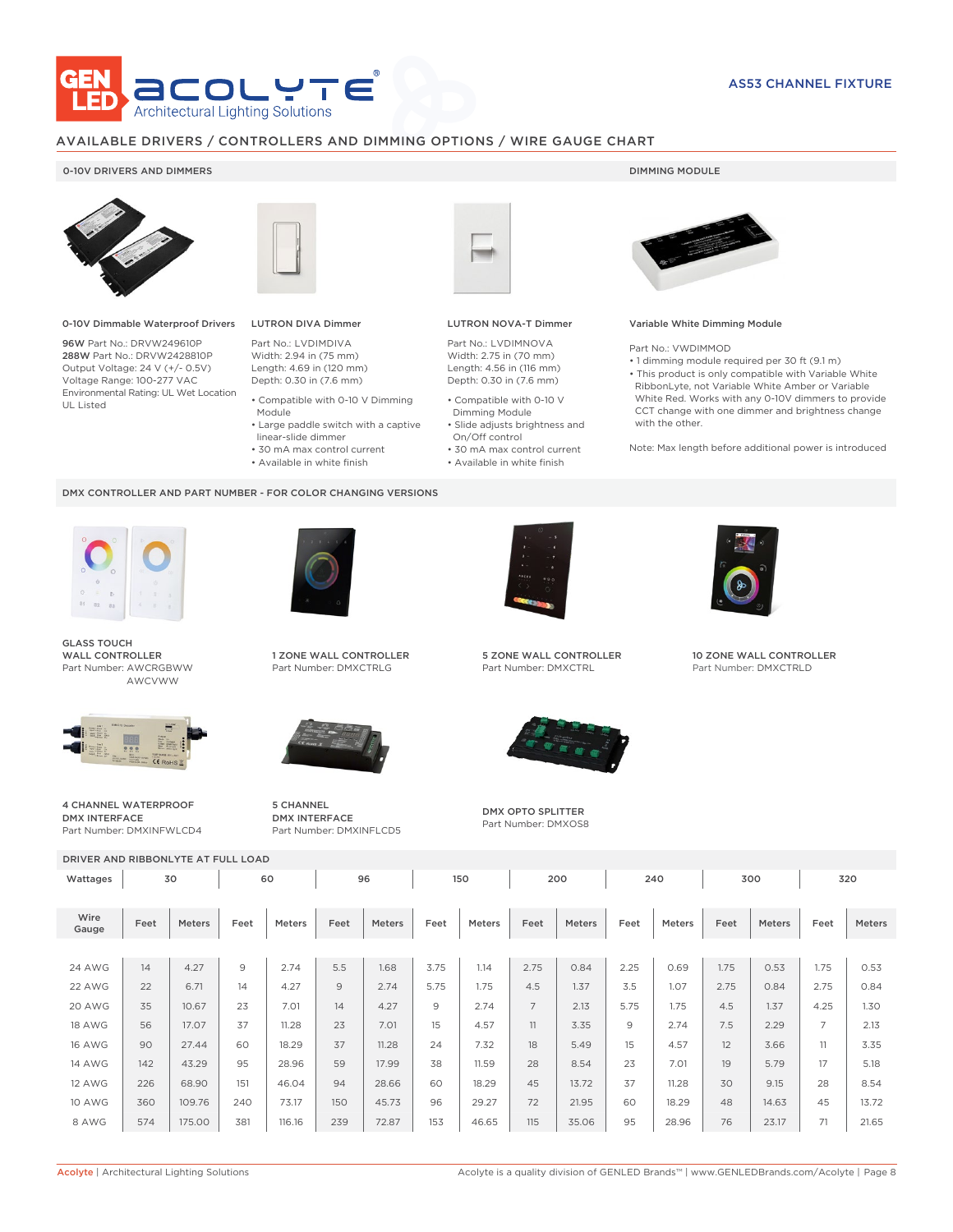AS53 CHANNEL FIXTURE

## AVAILABLE DRIVERS / CONTROLLERS AND DIMMING OPTIONS / WIRE GAUGE CHART

### 0-10V DRIVERS AND DIMMERS

**0-10V Dimmable Waterproof Drivers**

**96W** Part No.: DRVW249610P
**288W** Part No.: DRVW2428810P
Output Voltage: 24 V (+/- 0.5V)
Voltage Range: 100-277 VAC
Environmental Rating: UL Wet Location
UL Listed

**LUTRON DIVA Dimmer**

Part No.: LVDIMDIVA
Width: 2.94 in (75 mm)
Length: 4.69 in (120 mm)
Depth: 0.30 in (7.6 mm)

- Compatible with 0-10 V Dimming Module
- Large paddle switch with a captive linear-slide dimmer
- 30 mA max control current
- Available in white finish

**LUTRON NOVA-T Dimmer**

Part No.: LVDIMNOVA
Width: 2.75 in (70 mm)
Length: 4.56 in (116 mm)
Depth: 0.30 in (7.6 mm)

- Compatible with 0-10 V Dimming Module
- Slide adjusts brightness and On/Off control
- 30 mA max control current
- Available in white finish

### DIMMING MODULE

**Variable White Dimming Module**

Part No.: VWDIMMOD
- 1 dimming module required per 30 ft (9.1 m)
- This product is only compatible with Variable White RibbonLyte, not Variable White Amber or Variable White Red. Works with any 0-10V dimmers to provide CCT change with one dimmer and brightness change with the other.

Note: Max length before additional power is introduced

### DMX CONTROLLER AND PART NUMBER - FOR COLOR CHANGING VERSIONS

**GLASS TOUCH WALL CONTROLLER**
Part Number: AWCRGBWW
AWCVWW

**1 ZONE WALL CONTROLLER**
Part Number: DMXCTRLG

**5 ZONE WALL CONTROLLER**
Part Number: DMXCTRL

**10 ZONE WALL CONTROLLER**
Part Number: DMXCTRLD

**4 CHANNEL WATERPROOF DMX INTERFACE**
Part Number: DMXINFWLCD4

**5 CHANNEL DMX INTERFACE**
Part Number: DMXINFLCD5

**DMX OPTO SPLITTER**
Part Number: DMXOS8

### DRIVER AND RIBBONLYTE AT FULL LOAD

| Wattages | 30 | | 60 | | 96 | | 150 | | 200 | | 240 | | 300 | | 320 | |
|---|---|---|---|---|---|---|---|---|---|---|---|---|---|---|---|---|
| Wire Gauge | Feet | Meters | Feet | Meters | Feet | Meters | Feet | Meters | Feet | Meters | Feet | Meters | Feet | Meters | Feet | Meters |
| 24 AWG | 14 | 4.27 | 9 | 2.74 | 5.5 | 1.68 | 3.75 | 1.14 | 2.75 | 0.84 | 2.25 | 0.69 | 1.75 | 0.53 | 1.75 | 0.53 |
| 22 AWG | 22 | 6.71 | 14 | 4.27 | 9 | 2.74 | 5.75 | 1.75 | 4.5 | 1.37 | 3.5 | 1.07 | 2.75 | 0.84 | 2.75 | 0.84 |
| 20 AWG | 35 | 10.67 | 23 | 7.01 | 14 | 4.27 | 9 | 2.74 | 7 | 2.13 | 5.75 | 1.75 | 4.5 | 1.37 | 4.25 | 1.30 |
| 18 AWG | 56 | 17.07 | 37 | 11.28 | 23 | 7.01 | 15 | 4.57 | 11 | 3.35 | 9 | 2.74 | 7.5 | 2.29 | 7 | 2.13 |
| 16 AWG | 90 | 27.44 | 60 | 18.29 | 37 | 11.28 | 24 | 7.32 | 18 | 5.49 | 15 | 4.57 | 12 | 3.66 | 11 | 3.35 |
| 14 AWG | 142 | 43.29 | 95 | 28.96 | 59 | 17.99 | 38 | 11.59 | 28 | 8.54 | 23 | 7.01 | 19 | 5.79 | 17 | 5.18 |
| 12 AWG | 226 | 68.90 | 151 | 46.04 | 94 | 28.66 | 60 | 18.29 | 45 | 13.72 | 37 | 11.28 | 30 | 9.15 | 28 | 8.54 |
| 10 AWG | 360 | 109.76 | 240 | 73.17 | 150 | 45.73 | 96 | 29.27 | 72 | 21.95 | 60 | 18.29 | 48 | 14.63 | 45 | 13.72 |
| 8 AWG | 574 | 175.00 | 381 | 116.16 | 239 | 72.87 | 153 | 46.65 | 115 | 35.06 | 95 | 28.96 | 76 | 23.17 | 71 | 21.65 |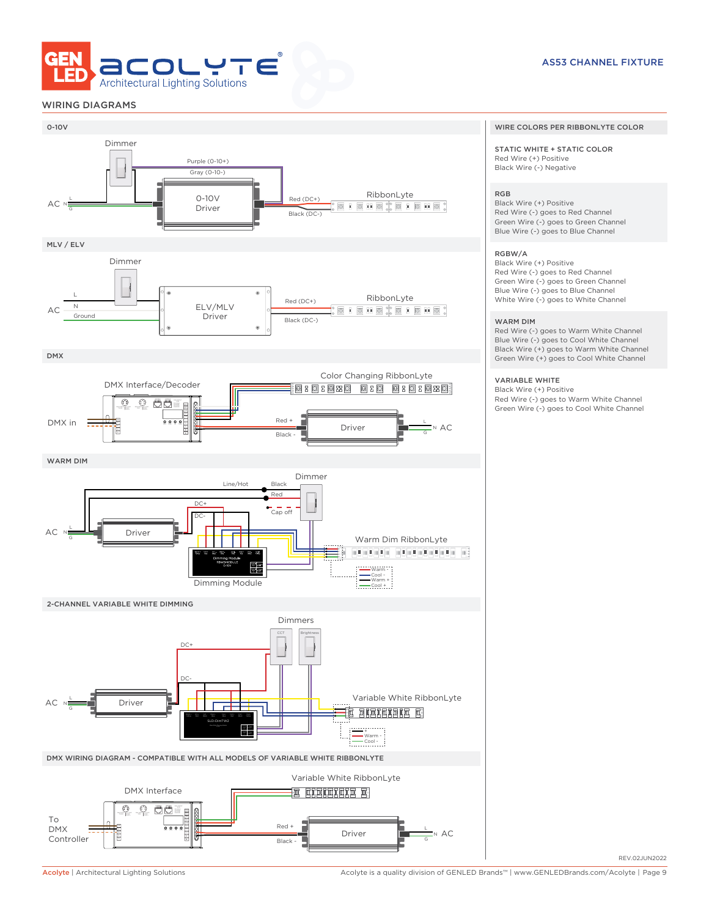# AS53 CHANNEL FIXTURE

## WIRING DIAGRAMS

### 0-10V

Dimmer

Purple (0-10+)

Gray (0-10-)

AC L N G

0-10V Driver

Red (DC+)

Black (DC-)

RibbonLyte

### MLV / ELV

Dimmer

AC L N Ground

ELV/MLV Driver

Red (DC+)

Black (DC-)

RibbonLyte

### DMX

DMX Interface/Decoder

Color Changing RibbonLyte

DMX in

Red +

Black -

Driver

L N AC G

### WARM DIM

Dimmer

Line/Hot

Black

Red

Cap off

DC+

DC-

AC L N G

Driver

Warm Dim RibbonLyte

Dimming Module

Warm -
Cool -
Warm +
Cool +

### 2-CHANNEL VARIABLE WHITE DIMMING

Dimmers

CCT

Brightness

DC+

DC-

AC L N G

Driver

Variable White RibbonLyte

Warm -
Cool -

### DMX WIRING DIAGRAM - COMPATIBLE WITH ALL MODELS OF VARIABLE WHITE RIBBONLYTE

Variable White RibbonLyte

DMX Interface

To DMX Controller

Red +

Black -

Driver

L N AC G

## WIRE COLORS PER RIBBONLYTE COLOR

**STATIC WHITE + STATIC COLOR**
Red Wire (+) Positive
Black Wire (-) Negative

**RGB**
Black Wire (+) Positive
Red Wire (-) goes to Red Channel
Green Wire (-) goes to Green Channel
Blue Wire (-) goes to Blue Channel

**RGBW/A**
Black Wire (+) Positive
Red Wire (-) goes to Red Channel
Green Wire (-) goes to Green Channel
Blue Wire (-) goes to Blue Channel
White Wire (-) goes to White Channel

**WARM DIM**
Red Wire (-) goes to Warm White Channel
Blue Wire (-) goes to Cool White Channel
Black Wire (+) goes to Warm White Channel
Green Wire (+) goes to Cool White Channel

**VARIABLE WHITE**
Black Wire (+) Positive
Red Wire (-) goes to Warm White Channel
Green Wire (-) goes to Cool White Channel

REV.02JUN2022